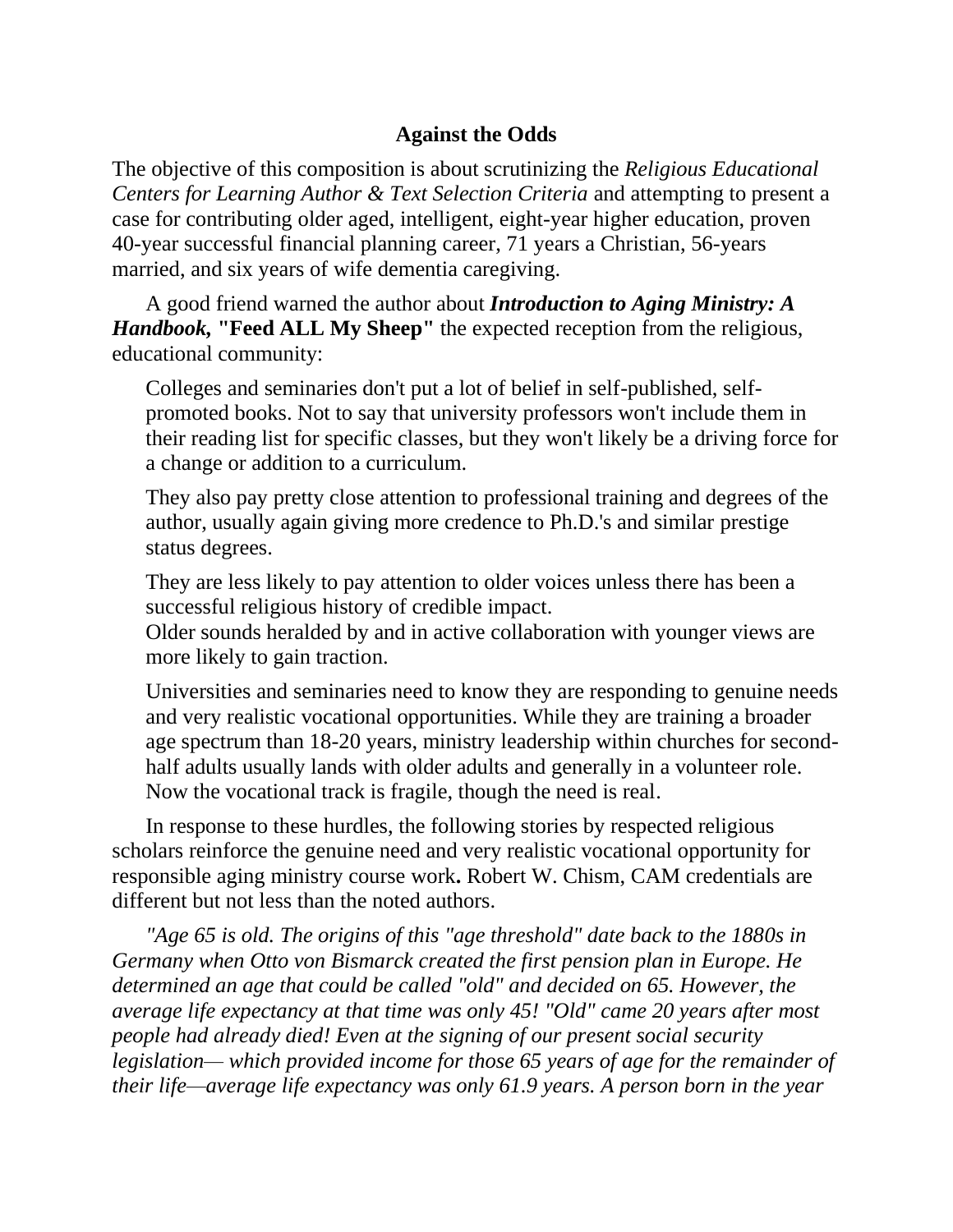# Against the Odds

The objective of this composition is about scrutinizing the *Religious Educational Centers for Learning Author & Text Selection Criteria* and attempting to present a case for contributing older aged, intelligent, eight-year higher education, proven 40-year successful financial planning career, 71 years a Christian, 56-years married, and six years of wife dementia caregiving.

A good friend warned the author about ***Introduction to Aging Ministry: A Handbook,*** **"Feed ALL My Sheep"** the expected reception from the religious, educational community:

> Colleges and seminaries don't put a lot of belief in self-published, self-promoted books. Not to say that university professors won't include them in their reading list for specific classes, but they won't likely be a driving force for a change or addition to a curriculum.
>
> They also pay pretty close attention to professional training and degrees of the author, usually again giving more credence to Ph.D.'s and similar prestige status degrees.
>
> They are less likely to pay attention to older voices unless there has been a successful religious history of credible impact.
> Older sounds heralded by and in active collaboration with younger views are more likely to gain traction.
>
> Universities and seminaries need to know they are responding to genuine needs and very realistic vocational opportunities. While they are training a broader age spectrum than 18-20 years, ministry leadership within churches for second-half adults usually lands with older adults and generally in a volunteer role. Now the vocational track is fragile, though the need is real.

In response to these hurdles, the following stories by respected religious scholars reinforce the genuine need and very realistic vocational opportunity for responsible aging ministry course work**.** Robert W. Chism, CAM credentials are different but not less than the noted authors.

*"Age 65 is old. The origins of this "age threshold" date back to the 1880s in Germany when Otto von Bismarck created the first pension plan in Europe. He determined an age that could be called "old" and decided on 65. However, the average life expectancy at that time was only 45! "Old" came 20 years after most people had already died! Even at the signing of our present social security legislation— which provided income for those 65 years of age for the remainder of their life—average life expectancy was only 61.9 years. A person born in the year*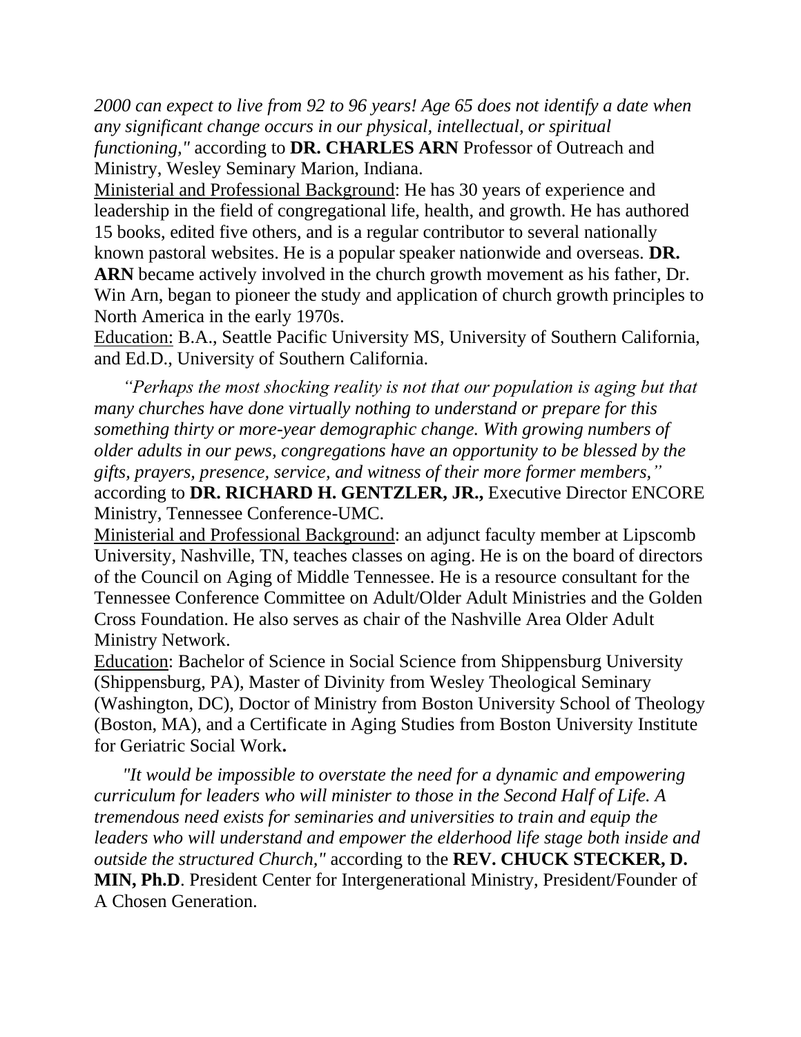*2000 can expect to live from 92 to 96 years! Age 65 does not identify a date when any significant change occurs in our physical, intellectual, or spiritual functioning,"* according to **DR. CHARLES ARN** Professor of Outreach and Ministry, Wesley Seminary Marion, Indiana.

<u>Ministerial and Professional Background</u>: He has 30 years of experience and leadership in the field of congregational life, health, and growth. He has authored 15 books, edited five others, and is a regular contributor to several nationally known pastoral websites. He is a popular speaker nationwide and overseas. **DR. ARN** became actively involved in the church growth movement as his father, Dr. Win Arn, began to pioneer the study and application of church growth principles to North America in the early 1970s.

<u>Education:</u> B.A., Seattle Pacific University MS, University of Southern California, and Ed.D., University of Southern California.

*"Perhaps the most shocking reality is not that our population is aging but that many churches have done virtually nothing to understand or prepare for this something thirty or more-year demographic change. With growing numbers of older adults in our pews, congregations have an opportunity to be blessed by the gifts, prayers, presence, service, and witness of their more former members,"* according to **DR. RICHARD H. GENTZLER, JR.,** Executive Director ENCORE Ministry, Tennessee Conference-UMC.

<u>Ministerial and Professional Background</u>: an adjunct faculty member at Lipscomb University, Nashville, TN, teaches classes on aging. He is on the board of directors of the Council on Aging of Middle Tennessee. He is a resource consultant for the Tennessee Conference Committee on Adult/Older Adult Ministries and the Golden Cross Foundation. He also serves as chair of the Nashville Area Older Adult Ministry Network.

<u>Education</u>: Bachelor of Science in Social Science from Shippensburg University (Shippensburg, PA), Master of Divinity from Wesley Theological Seminary (Washington, DC), Doctor of Ministry from Boston University School of Theology (Boston, MA), and a Certificate in Aging Studies from Boston University Institute for Geriatric Social Work**.**

*"It would be impossible to overstate the need for a dynamic and empowering curriculum for leaders who will minister to those in the Second Half of Life. A tremendous need exists for seminaries and universities to train and equip the leaders who will understand and empower the elderhood life stage both inside and outside the structured Church,"* according to the **REV. CHUCK STECKER, D. MIN, Ph.D**. President Center for Intergenerational Ministry, President/Founder of A Chosen Generation.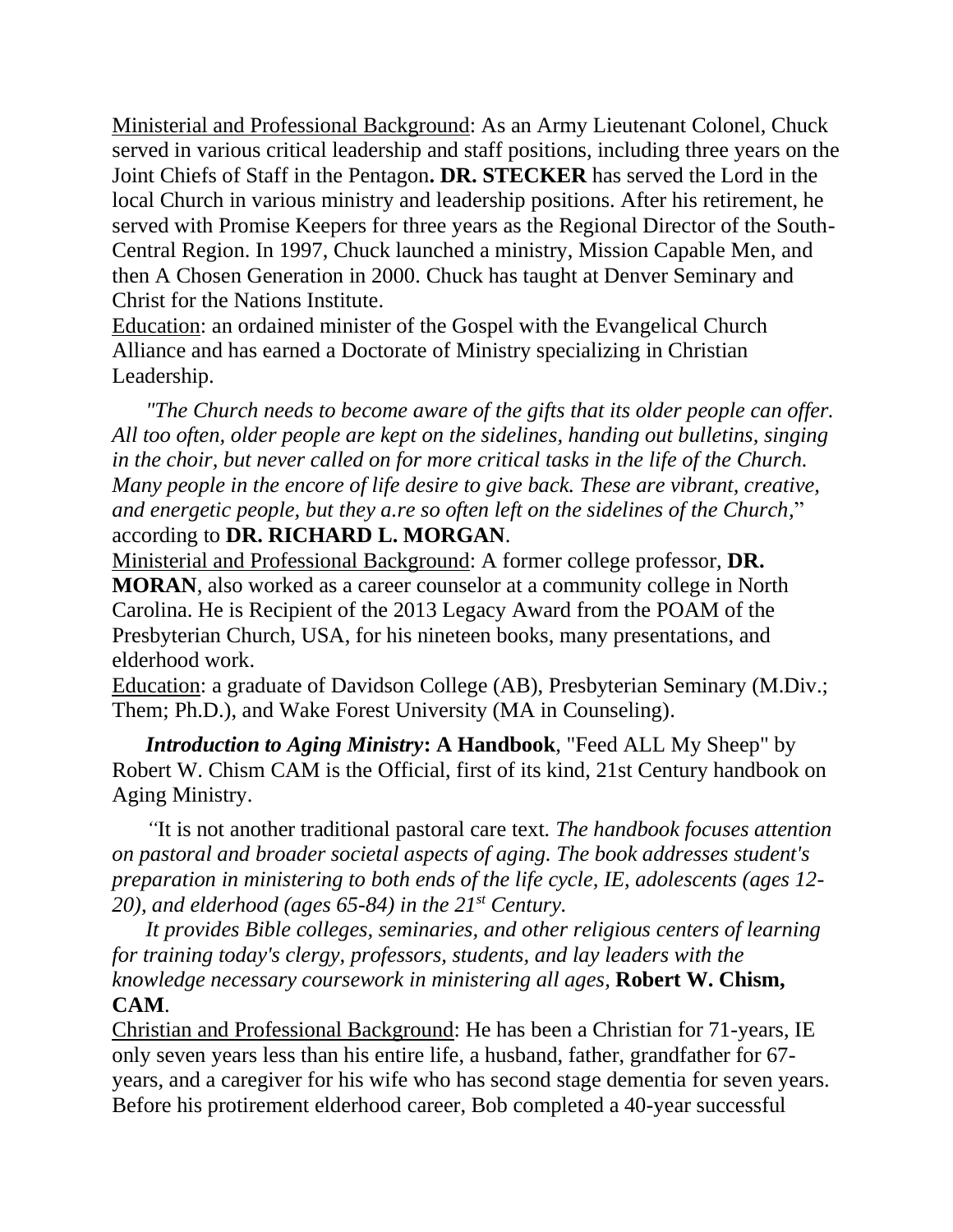<u>Ministerial and Professional Background</u>: As an Army Lieutenant Colonel, Chuck served in various critical leadership and staff positions, including three years on the Joint Chiefs of Staff in the Pentagon**. DR. STECKER** has served the Lord in the local Church in various ministry and leadership positions. After his retirement, he served with Promise Keepers for three years as the Regional Director of the South-Central Region. In 1997, Chuck launched a ministry, Mission Capable Men, and then A Chosen Generation in 2000. Chuck has taught at Denver Seminary and Christ for the Nations Institute.
<u>Education</u>: an ordained minister of the Gospel with the Evangelical Church Alliance and has earned a Doctorate of Ministry specializing in Christian Leadership.

*"The Church needs to become aware of the gifts that its older people can offer. All too often, older people are kept on the sidelines, handing out bulletins, singing in the choir, but never called on for more critical tasks in the life of the Church. Many people in the encore of life desire to give back. These are vibrant, creative, and energetic people, but they a.re so often left on the sidelines of the Church,*" according to **DR. RICHARD L. MORGAN**.
<u>Ministerial and Professional Background</u>: A former college professor, **DR. MORAN**, also worked as a career counselor at a community college in North Carolina. He is Recipient of the 2013 Legacy Award from the POAM of the Presbyterian Church, USA, for his nineteen books, many presentations, and elderhood work.
<u>Education</u>: a graduate of Davidson College (AB), Presbyterian Seminary (M.Div.; Them; Ph.D.), and Wake Forest University (MA in Counseling).

***Introduction to Aging Ministry*: A Handbook**, "Feed ALL My Sheep" by Robert W. Chism CAM is the Official, first of its kind, 21st Century handbook on Aging Ministry.

*"*It is not another traditional pastoral care text*. The handbook focuses attention on pastoral and broader societal aspects of aging. The book addresses student's preparation in ministering to both ends of the life cycle, IE, adolescents (ages 12-20), and elderhood (ages 65-84) in the 21st Century.*

*It provides Bible colleges, seminaries, and other religious centers of learning for training today's clergy, professors, students, and lay leaders with the knowledge necessary coursework in ministering all ages,* **Robert W. Chism, CAM**.
<u>Christian and Professional Background</u>: He has been a Christian for 71-years, IE only seven years less than his entire life, a husband, father, grandfather for 67-years, and a caregiver for his wife who has second stage dementia for seven years. Before his protirement elderhood career, Bob completed a 40-year successful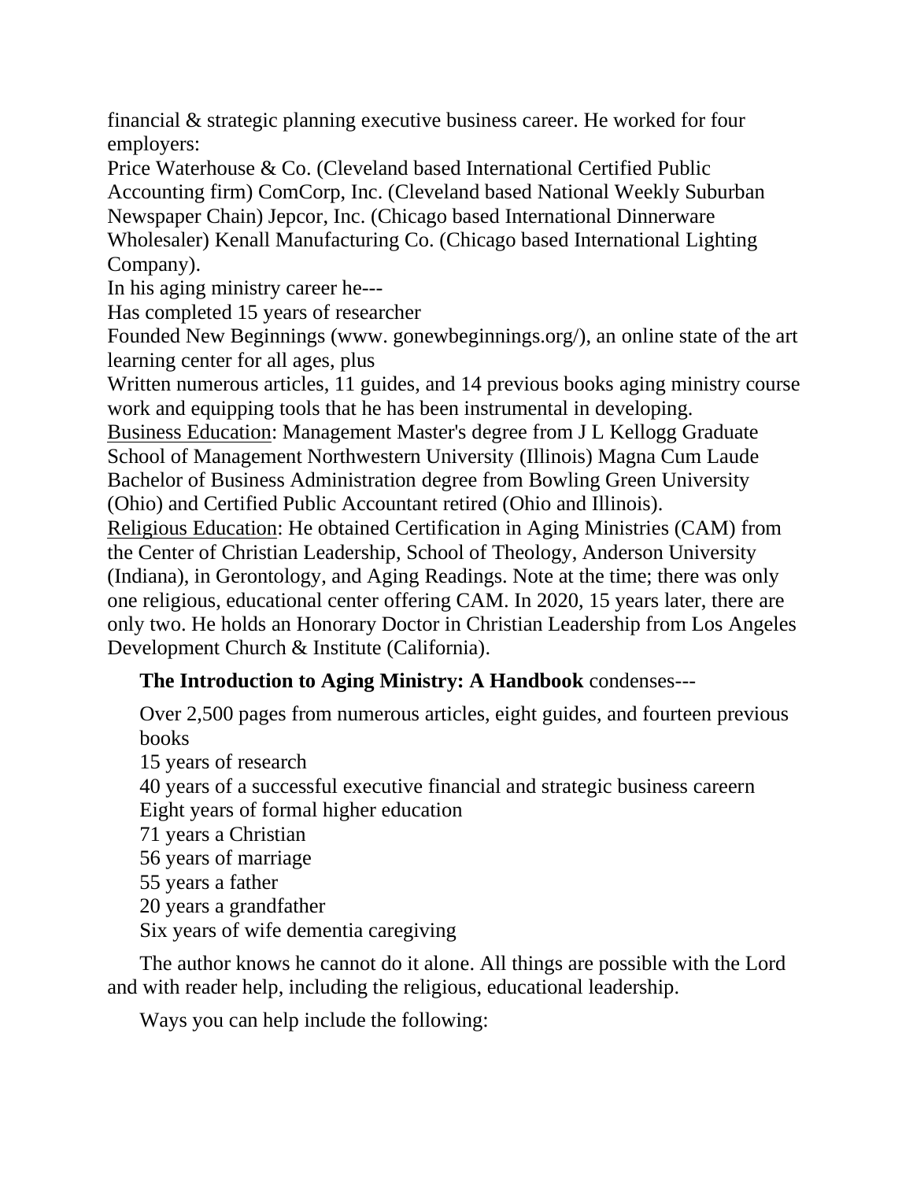financial & strategic planning executive business career. He worked for four employers:

Price Waterhouse & Co. (Cleveland based International Certified Public Accounting firm) ComCorp, Inc. (Cleveland based National Weekly Suburban Newspaper Chain) Jepcor, Inc. (Chicago based International Dinnerware Wholesaler) Kenall Manufacturing Co. (Chicago based International Lighting Company).

In his aging ministry career he---

Has completed 15 years of researcher

Founded New Beginnings (www. gonewbeginnings.org/), an online state of the art learning center for all ages, plus

Written numerous articles, 11 guides, and 14 previous books aging ministry course work and equipping tools that he has been instrumental in developing.

<u>Business Education</u>: Management Master's degree from J L Kellogg Graduate School of Management Northwestern University (Illinois) Magna Cum Laude Bachelor of Business Administration degree from Bowling Green University (Ohio) and Certified Public Accountant retired (Ohio and Illinois).

<u>Religious Education</u>: He obtained Certification in Aging Ministries (CAM) from the Center of Christian Leadership, School of Theology, Anderson University (Indiana), in Gerontology, and Aging Readings. Note at the time; there was only one religious, educational center offering CAM. In 2020, 15 years later, there are only two. He holds an Honorary Doctor in Christian Leadership from Los Angeles Development Church & Institute (California).

**The Introduction to Aging Ministry: A Handbook** condenses---

Over 2,500 pages from numerous articles, eight guides, and fourteen previous books

15 years of research

40 years of a successful executive financial and strategic business careern

Eight years of formal higher education

71 years a Christian

56 years of marriage

55 years a father

20 years a grandfather

Six years of wife dementia caregiving

The author knows he cannot do it alone. All things are possible with the Lord and with reader help, including the religious, educational leadership.

Ways you can help include the following: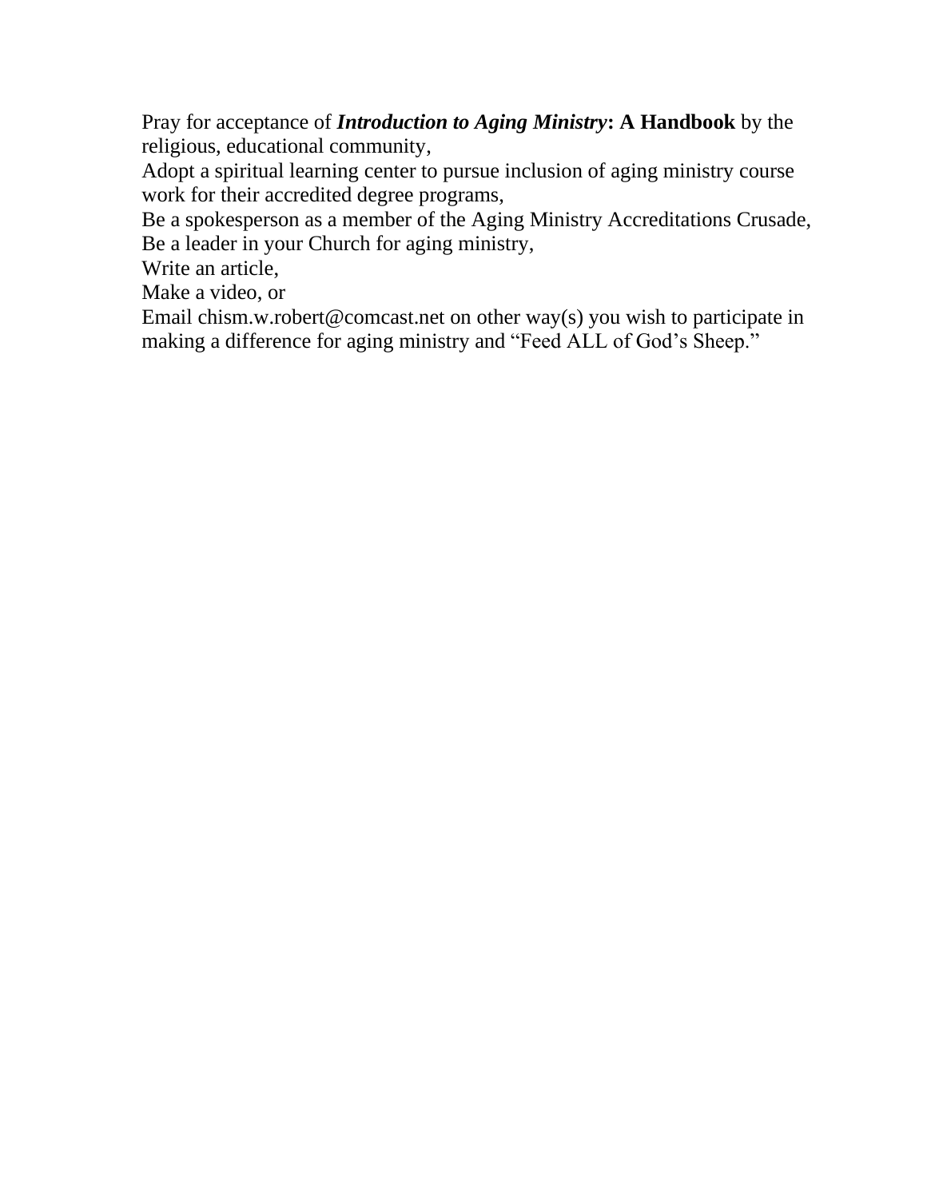Pray for acceptance of ***Introduction to Aging Ministry*****: A Handbook** by the religious, educational community,

Adopt a spiritual learning center to pursue inclusion of aging ministry course work for their accredited degree programs,

Be a spokesperson as a member of the Aging Ministry Accreditations Crusade,

Be a leader in your Church for aging ministry,

Write an article,

Make a video, or

Email chism.w.robert@comcast.net on other way(s) you wish to participate in making a difference for aging ministry and "Feed ALL of God's Sheep."